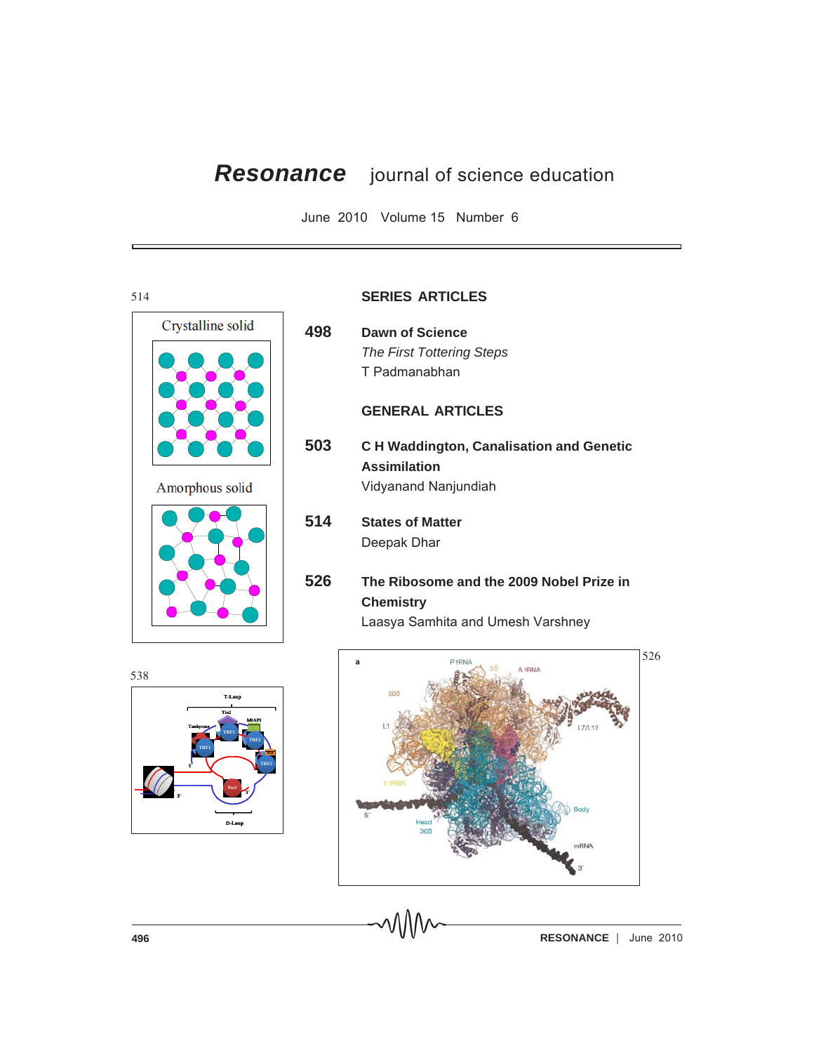# *Resonance* journal of science education

June 2010 Volume 15 Number 6

## SERIES ARTICLES

**498** **Dawn of Science**
*The First Tottering Steps*
T Padmanabhan

## GENERAL ARTICLES

**503** **C H Waddington, Canalisation and Genetic Assimilation**
Vidyanand Nanjundiah

**514** **States of Matter**
Deepak Dhar

**526** **The Ribosome and the 2009 Nobel Prize in Chemistry**
Laasya Samhita and Umesh Varshney

514

538

526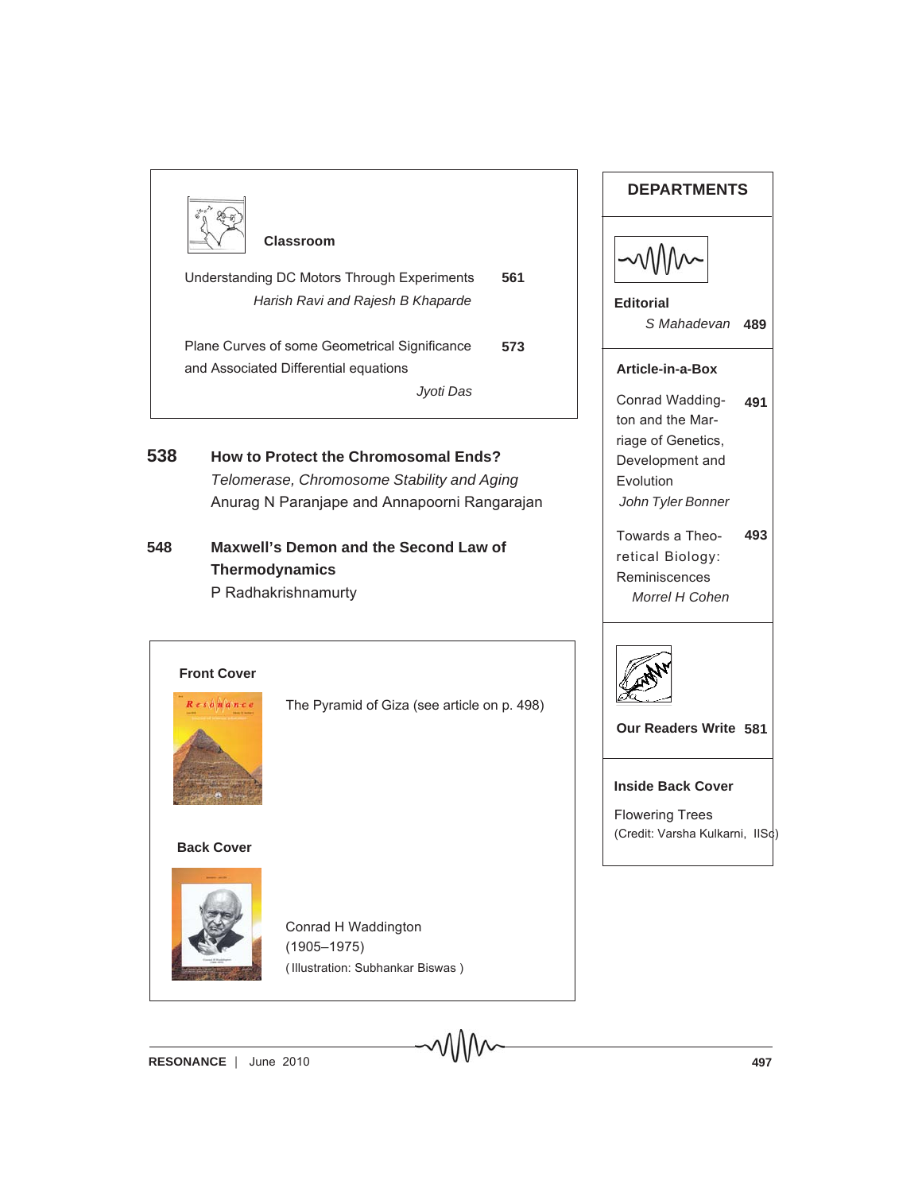### Classroom

Understanding DC Motors Through Experiments **561**
*Harish Ravi and Rajesh B Khaparde*

Plane Curves of some Geometrical Significance and Associated Differential equations **573**
*Jyoti Das*

**538** **How to Protect the Chromosomal Ends?**
*Telomerase, Chromosome Stability and Aging*
Anurag N Paranjape and Annapoorni Rangarajan

**548** **Maxwell's Demon and the Second Law of Thermodynamics**
P Radhakrishnamurty

**Front Cover**

The Pyramid of Giza (see article on p. 498)

**Back Cover**

Conrad H Waddington
(1905–1975)
(Illustration: Subhankar Biswas )

## DEPARTMENTS

**Editorial**
*S Mahadevan* **489**

**Article-in-a-Box**

Conrad Waddington and the Marriage of Genetics, Development and Evolution **491**
*John Tyler Bonner*

Towards a Theoretical Biology: Reminiscences **493**
*Morrel H Cohen*

**Our Readers Write** **581**

**Inside Back Cover**

Flowering Trees
(Credit: Varsha Kulkarni, IISc)